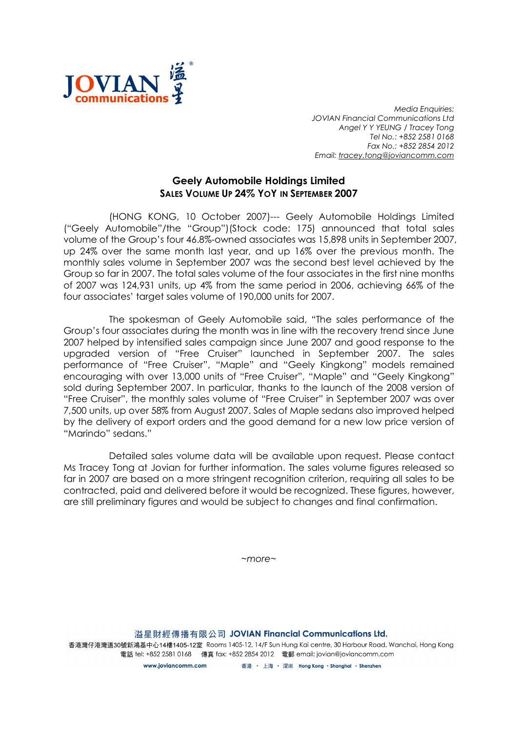*Media Enquiries:*
*JOVIAN Financial Communications Ltd*
*Angel Y Y YEUNG / Tracey Tong*
*Tel No.: +852 2581 0168*
*Fax No.: +852 2854 2012*
*Email: tracey.tong@joviancomm.com*

# Geely Automobile Holdings Limited

## Sales Volume Up 24% YoY in September 2007

(HONG KONG, 10 October 2007)--- Geely Automobile Holdings Limited ("Geely Automobile"/the "Group")(Stock code: 175) announced that total sales volume of the Group's four 46.8%-owned associates was 15,898 units in September 2007, up 24% over the same month last year, and up 16% over the previous month. The monthly sales volume in September 2007 was the second best level achieved by the Group so far in 2007. The total sales volume of the four associates in the first nine months of 2007 was 124,931 units, up 4% from the same period in 2006, achieving 66% of the four associates' target sales volume of 190,000 units for 2007.

The spokesman of Geely Automobile said, "The sales performance of the Group's four associates during the month was in line with the recovery trend since June 2007 helped by intensified sales campaign since June 2007 and good response to the upgraded version of "Free Cruiser" launched in September 2007. The sales performance of "Free Cruiser", "Maple" and "Geely Kingkong" models remained encouraging with over 13,000 units of "Free Cruiser", "Maple" and "Geely Kingkong" sold during September 2007. In particular, thanks to the launch of the 2008 version of "Free Cruiser", the monthly sales volume of "Free Cruiser" in September 2007 was over 7,500 units, up over 58% from August 2007. Sales of Maple sedans also improved helped by the delivery of export orders and the good demand for a new low price version of "Marindo" sedans."

Detailed sales volume data will be available upon request. Please contact Ms Tracey Tong at Jovian for further information. The sales volume figures released so far in 2007 are based on a more stringent recognition criterion, requiring all sales to be contracted, paid and delivered before it would be recognized. These figures, however, are still preliminary figures and would be subject to changes and final confirmation.

*~more~*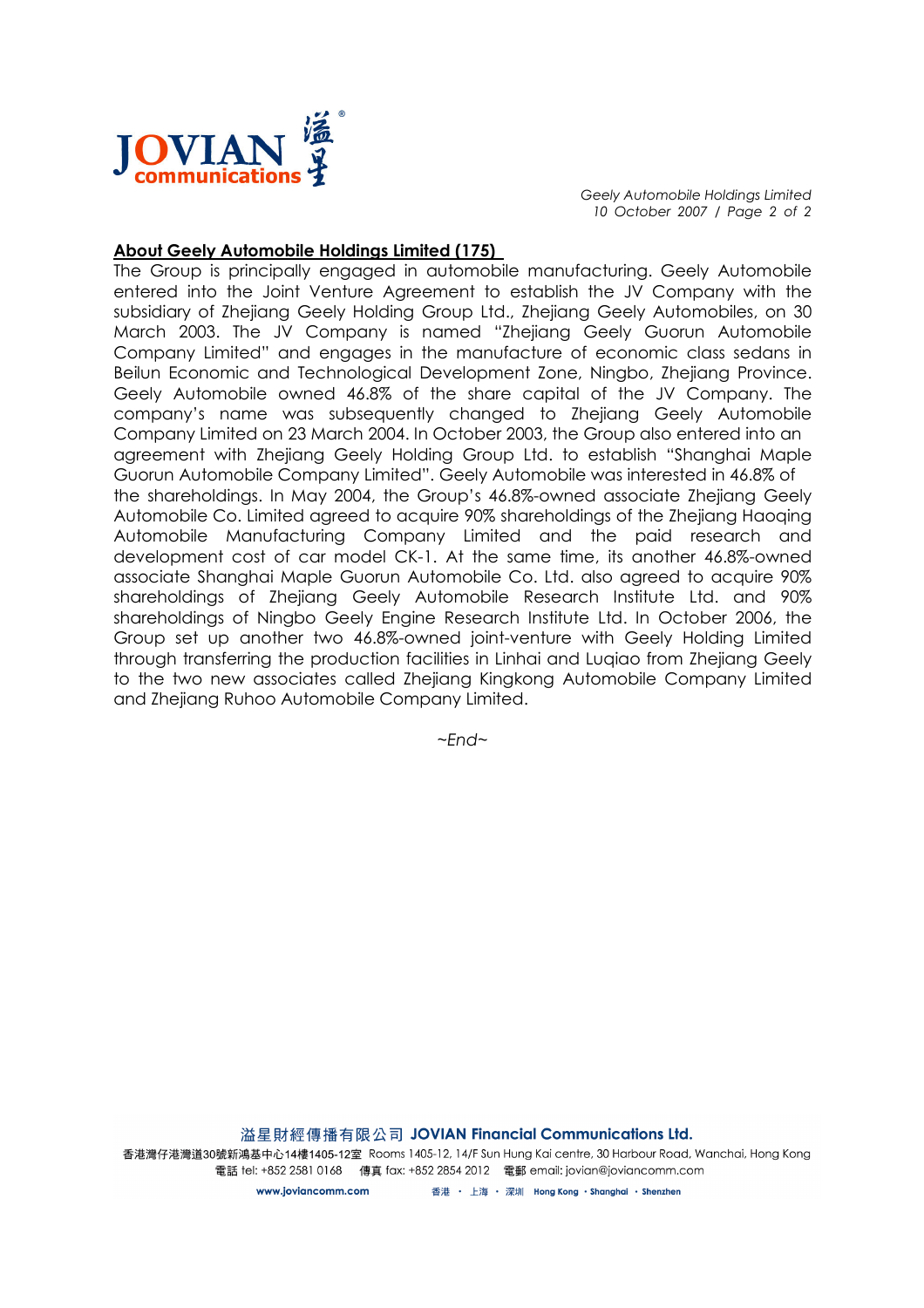## About Geely Automobile Holdings Limited (175)

The Group is principally engaged in automobile manufacturing. Geely Automobile entered into the Joint Venture Agreement to establish the JV Company with the subsidiary of Zhejiang Geely Holding Group Ltd., Zhejiang Geely Automobiles, on 30 March 2003. The JV Company is named "Zhejiang Geely Guorun Automobile Company Limited" and engages in the manufacture of economic class sedans in Beilun Economic and Technological Development Zone, Ningbo, Zhejiang Province. Geely Automobile owned 46.8% of the share capital of the JV Company. The company's name was subsequently changed to Zhejiang Geely Automobile Company Limited on 23 March 2004. In October 2003, the Group also entered into an agreement with Zhejiang Geely Holding Group Ltd. to establish "Shanghai Maple Guorun Automobile Company Limited". Geely Automobile was interested in 46.8% of the shareholdings. In May 2004, the Group's 46.8%-owned associate Zhejiang Geely Automobile Co. Limited agreed to acquire 90% shareholdings of the Zhejiang Haoqing Automobile Manufacturing Company Limited and the paid research and development cost of car model CK-1. At the same time, its another 46.8%-owned associate Shanghai Maple Guorun Automobile Co. Ltd. also agreed to acquire 90% shareholdings of Zhejiang Geely Automobile Research Institute Ltd. and 90% shareholdings of Ningbo Geely Engine Research Institute Ltd. In October 2006, the Group set up another two 46.8%-owned joint-venture with Geely Holding Limited through transferring the production facilities in Linhai and Luqiao from Zhejiang Geely to the two new associates called Zhejiang Kingkong Automobile Company Limited and Zhejiang Ruhoo Automobile Company Limited.

*~End~*